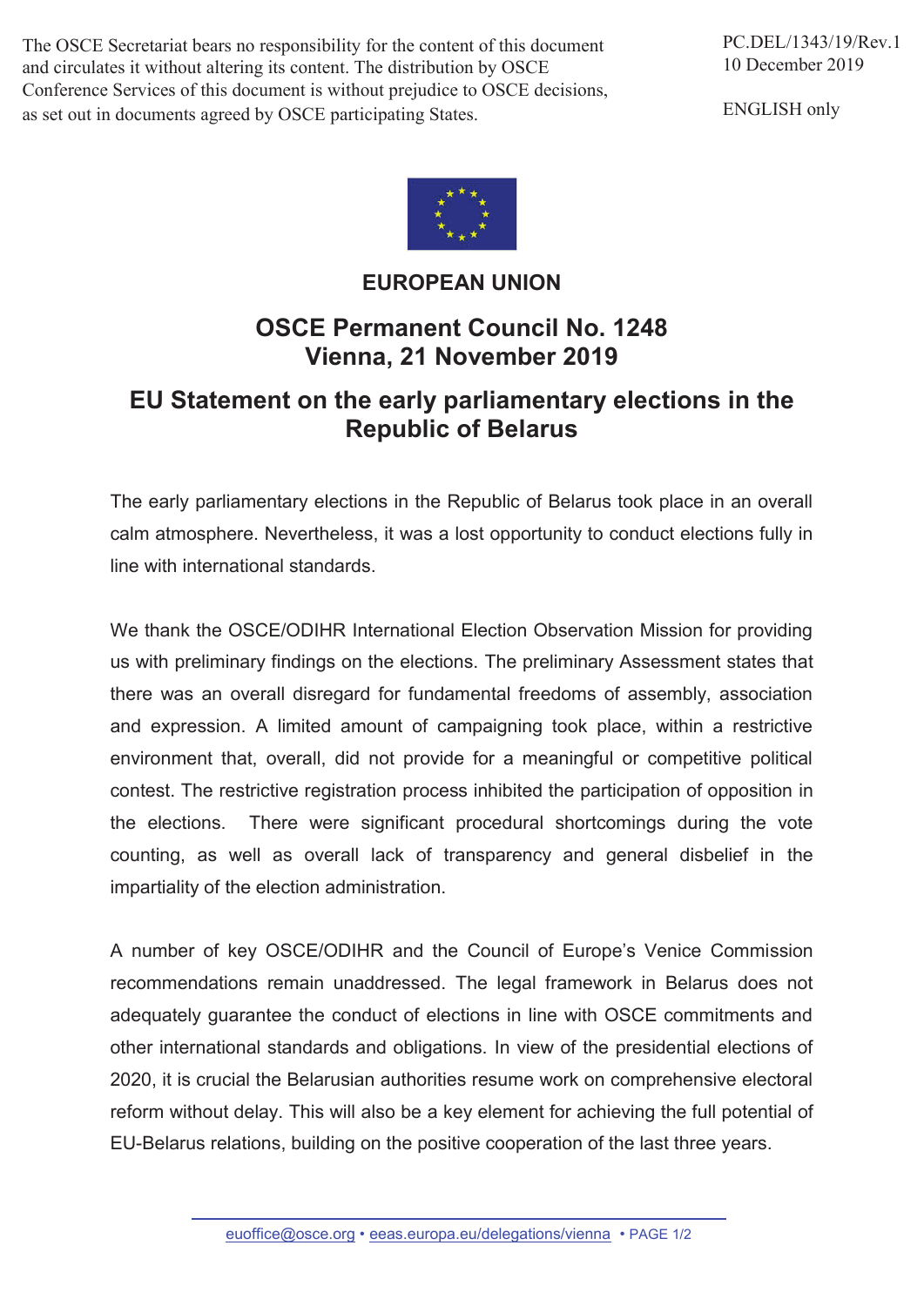The OSCE Secretariat bears no responsibility for the content of this document and circulates it without altering its content. The distribution by OSCE Conference Services of this document is without prejudice to OSCE decisions, as set out in documents agreed by OSCE participating States.

PC.DEL/1343/19/Rev.1
10 December 2019

ENGLISH only

**EUROPEAN UNION**

## OSCE Permanent Council No. 1248
## Vienna, 21 November 2019

# EU Statement on the early parliamentary elections in the Republic of Belarus

The early parliamentary elections in the Republic of Belarus took place in an overall calm atmosphere. Nevertheless, it was a lost opportunity to conduct elections fully in line with international standards.

We thank the OSCE/ODIHR International Election Observation Mission for providing us with preliminary findings on the elections. The preliminary Assessment states that there was an overall disregard for fundamental freedoms of assembly, association and expression. A limited amount of campaigning took place, within a restrictive environment that, overall, did not provide for a meaningful or competitive political contest. The restrictive registration process inhibited the participation of opposition in the elections. There were significant procedural shortcomings during the vote counting, as well as overall lack of transparency and general disbelief in the impartiality of the election administration.

A number of key OSCE/ODIHR and the Council of Europe's Venice Commission recommendations remain unaddressed. The legal framework in Belarus does not adequately guarantee the conduct of elections in line with OSCE commitments and other international standards and obligations. In view of the presidential elections of 2020, it is crucial the Belarusian authorities resume work on comprehensive electoral reform without delay. This will also be a key element for achieving the full potential of EU-Belarus relations, building on the positive cooperation of the last three years.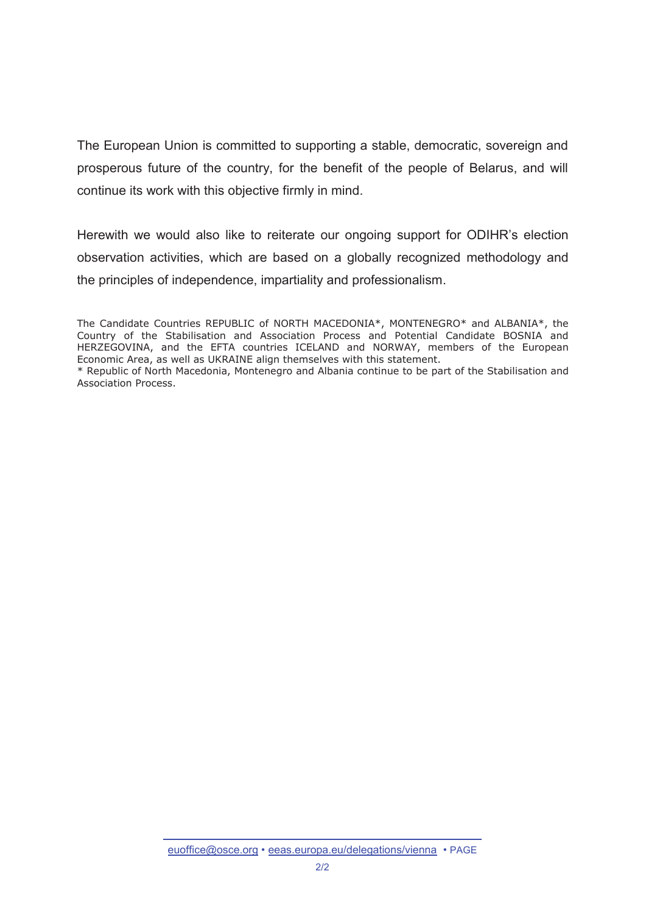The European Union is committed to supporting a stable, democratic, sovereign and prosperous future of the country, for the benefit of the people of Belarus, and will continue its work with this objective firmly in mind.

Herewith we would also like to reiterate our ongoing support for ODIHR's election observation activities, which are based on a globally recognized methodology and the principles of independence, impartiality and professionalism.

The Candidate Countries REPUBLIC of NORTH MACEDONIA*, MONTENEGRO* and ALBANIA*, the Country of the Stabilisation and Association Process and Potential Candidate BOSNIA and HERZEGOVINA, and the EFTA countries ICELAND and NORWAY, members of the European Economic Area, as well as UKRAINE align themselves with this statement.

* Republic of North Macedonia, Montenegro and Albania continue to be part of the Stabilisation and Association Process.